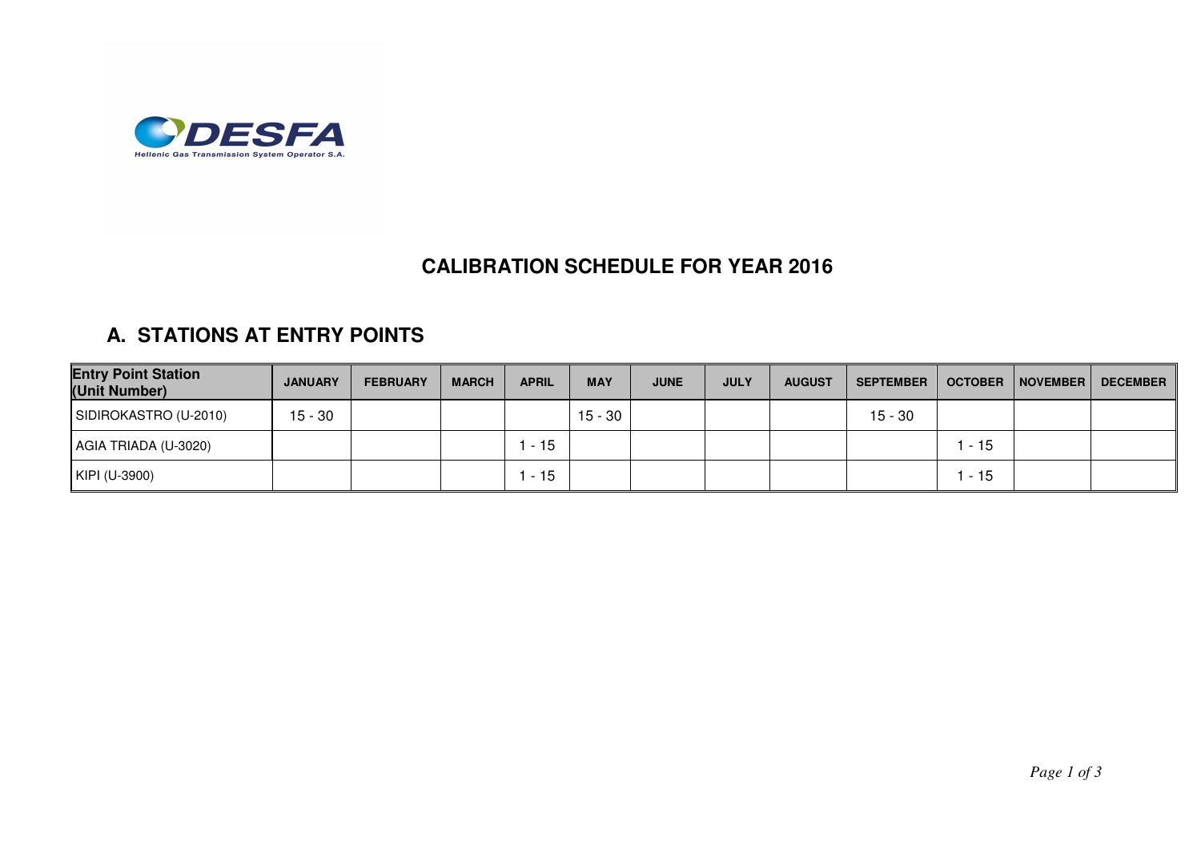DESFA

Hellenic Gas Transmission System Operator S.A.

# CALIBRATION SCHEDULE FOR YEAR 2016

## A. STATIONS AT ENTRY POINTS

| Entry Point Station (Unit Number) | JANUARY | FEBRUARY | MARCH | APRIL | MAY | JUNE | JULY | AUGUST | SEPTEMBER | OCTOBER | NOVEMBER | DECEMBER |
|---|---|---|---|---|---|---|---|---|---|---|---|---|
| SIDIROKASTRO (U-2010) | 15 - 30 | | | | 15 - 30 | | | | 15 - 30 | | | |
| AGIA TRIADA (U-3020) | | | | 1 - 15 | | | | | | 1 - 15 | | |
| KIPI (U-3900) | | | | 1 - 15 | | | | | | 1 - 15 | | |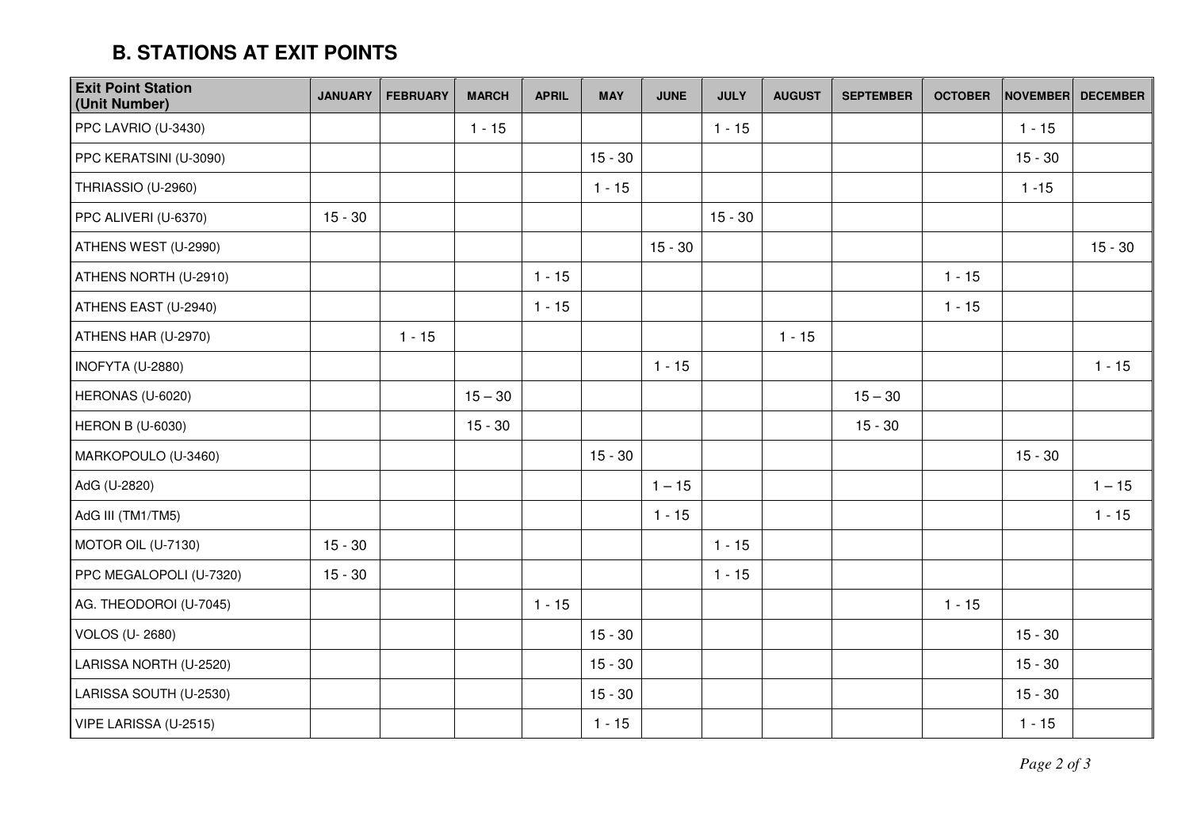## B. STATIONS AT EXIT POINTS

| Exit Point Station (Unit Number) | JANUARY | FEBRUARY | MARCH | APRIL | MAY | JUNE | JULY | AUGUST | SEPTEMBER | OCTOBER | NOVEMBER | DECEMBER |
|---|---|---|---|---|---|---|---|---|---|---|---|---|
| PPC LAVRIO (U-3430) | | | 1 - 15 | | | | 1 - 15 | | | | 1 - 15 | |
| PPC KERATSINI (U-3090) | | | | | 15 - 30 | | | | | | 15 - 30 | |
| THRIASSIO (U-2960) | | | | | 1 - 15 | | | | | | 1 -15 | |
| PPC ALIVERI (U-6370) | 15 - 30 | | | | | | 15 - 30 | | | | | |
| ATHENS WEST (U-2990) | | | | | | 15 - 30 | | | | | | 15 - 30 |
| ATHENS NORTH (U-2910) | | | | 1 - 15 | | | | | | 1 - 15 | | |
| ATHENS EAST (U-2940) | | | | 1 - 15 | | | | | | 1 - 15 | | |
| ATHENS HAR (U-2970) | | 1 - 15 | | | | | | 1 - 15 | | | | |
| INOFYTA (U-2880) | | | | | | 1 - 15 | | | | | | 1 - 15 |
| HERONAS (U-6020) | | | 15 – 30 | | | | | | 15 – 30 | | | |
| HERON B (U-6030) | | | 15 - 30 | | | | | | 15 - 30 | | | |
| MARKOPOULO (U-3460) | | | | | 15 - 30 | | | | | | 15 - 30 | |
| AdG (U-2820) | | | | | | 1 – 15 | | | | | | 1 – 15 |
| AdG III (TM1/TM5) | | | | | | 1 - 15 | | | | | | 1 - 15 |
| MOTOR OIL (U-7130) | 15 - 30 | | | | | | 1 - 15 | | | | | |
| PPC MEGALOPOLI (U-7320) | 15 - 30 | | | | | | 1 - 15 | | | | | |
| AG. THEODOROI (U-7045) | | | | 1 - 15 | | | | | | 1 - 15 | | |
| VOLOS (U- 2680) | | | | | 15 - 30 | | | | | | 15 - 30 | |
| LARISSA NORTH (U-2520) | | | | | 15 - 30 | | | | | | 15 - 30 | |
| LARISSA SOUTH (U-2530) | | | | | 15 - 30 | | | | | | 15 - 30 | |
| VIPE LARISSA (U-2515) | | | | | 1 - 15 | | | | | | 1 - 15 | |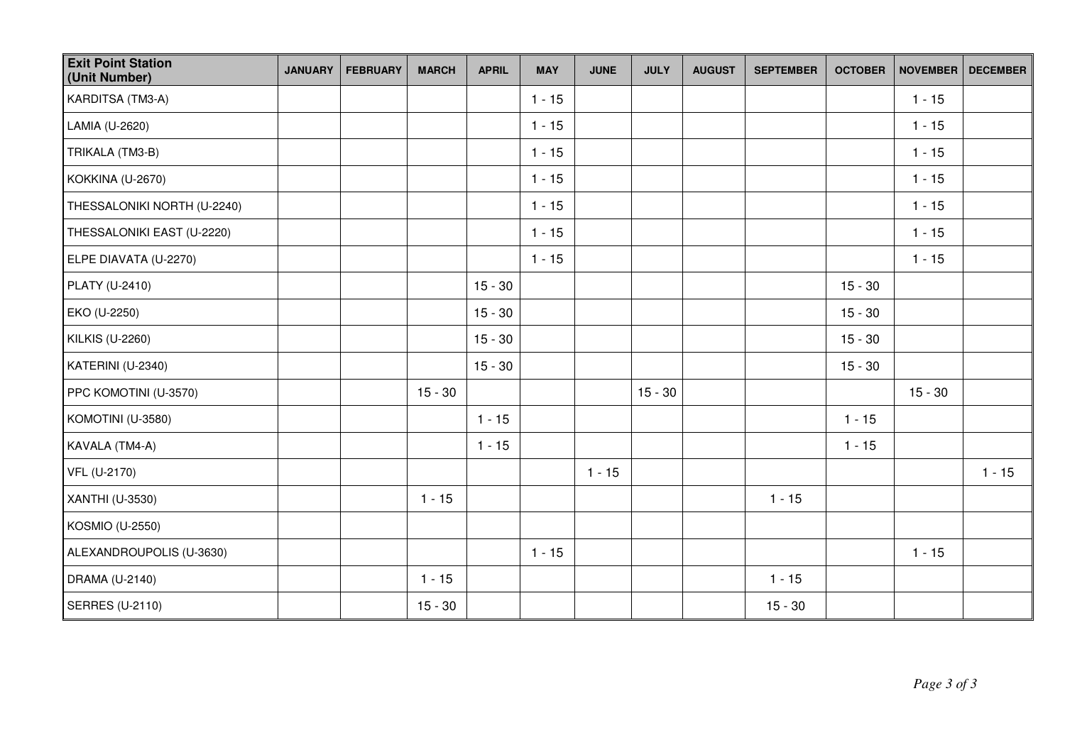| Exit Point Station (Unit Number) | JANUARY | FEBRUARY | MARCH | APRIL | MAY | JUNE | JULY | AUGUST | SEPTEMBER | OCTOBER | NOVEMBER | DECEMBER |
|---|---|---|---|---|---|---|---|---|---|---|---|---|
| KARDITSA (TM3-A) | | | | | 1 - 15 | | | | | | 1 - 15 | |
| LAMIA (U-2620) | | | | | 1 - 15 | | | | | | 1 - 15 | |
| TRIKALA (TM3-B) | | | | | 1 - 15 | | | | | | 1 - 15 | |
| KOKKINA (U-2670) | | | | | 1 - 15 | | | | | | 1 - 15 | |
| THESSALONIKI NORTH (U-2240) | | | | | 1 - 15 | | | | | | 1 - 15 | |
| THESSALONIKI EAST (U-2220) | | | | | 1 - 15 | | | | | | 1 - 15 | |
| ELPE DIAVATA (U-2270) | | | | | 1 - 15 | | | | | | 1 - 15 | |
| PLATY (U-2410) | | | | 15 - 30 | | | | | | 15 - 30 | | |
| EKO (U-2250) | | | | 15 - 30 | | | | | | 15 - 30 | | |
| KILKIS (U-2260) | | | | 15 - 30 | | | | | | 15 - 30 | | |
| KATERINI (U-2340) | | | | 15 - 30 | | | | | | 15 - 30 | | |
| PPC KOMOTINI (U-3570) | | | 15 - 30 | | | | 15 - 30 | | | | 15 - 30 | |
| KOMOTINI (U-3580) | | | | 1 - 15 | | | | | | 1 - 15 | | |
| KAVALA (TM4-A) | | | | 1 - 15 | | | | | | 1 - 15 | | |
| VFL (U-2170) | | | | | | 1 - 15 | | | | | | 1 - 15 |
| XANTHI (U-3530) | | | 1 - 15 | | | | | | 1 - 15 | | | |
| KOSMIO (U-2550) | | | | | | | | | | | | |
| ALEXANDROUPOLIS (U-3630) | | | | | 1 - 15 | | | | | | 1 - 15 | |
| DRAMA (U-2140) | | | 1 - 15 | | | | | | 1 - 15 | | | |
| SERRES (U-2110) | | | 15 - 30 | | | | | | 15 - 30 | | | |